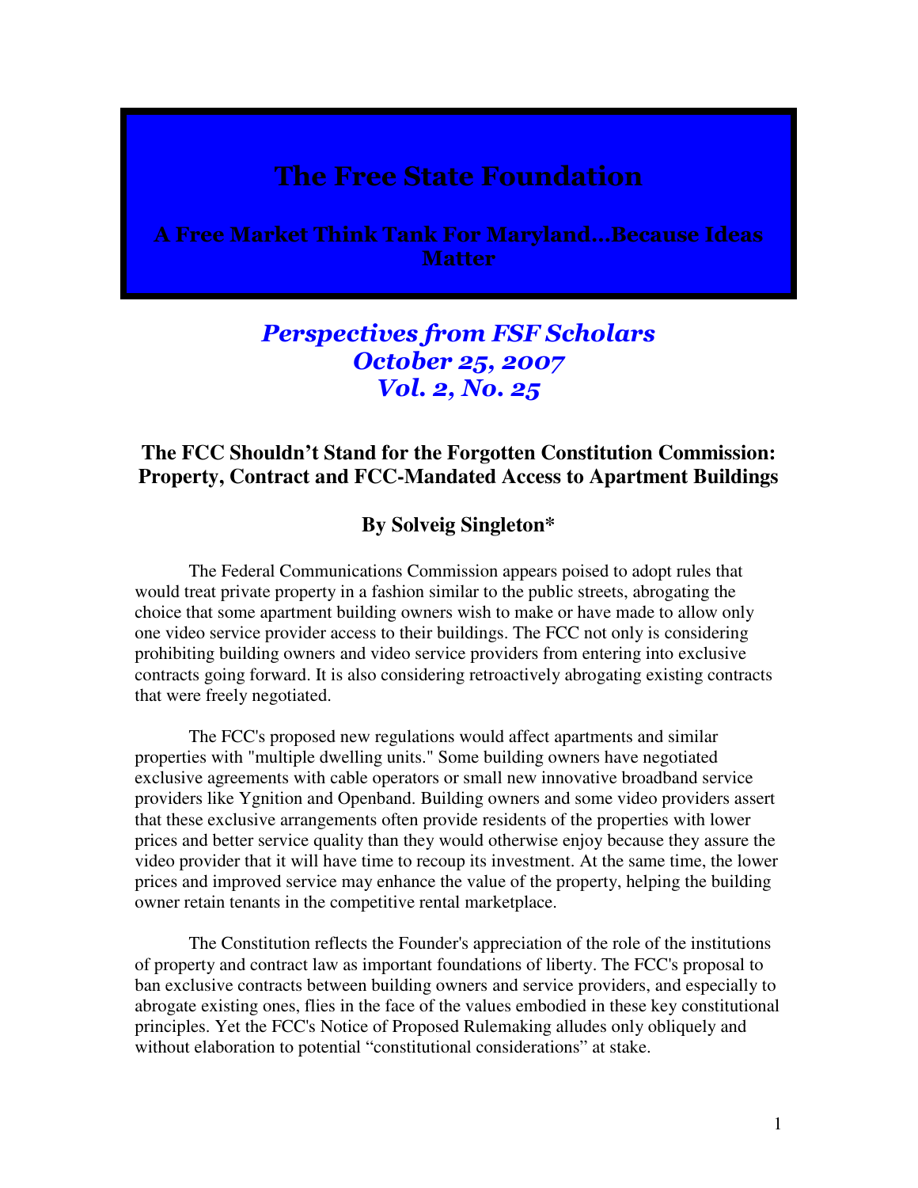# The Free State Foundation

**A Free Market Think Tank For Maryland…Because Ideas Matter**

*Perspectives from FSF Scholars*
*October 25, 2007*
*Vol. 2, No. 25*

## The FCC Shouldn't Stand for the Forgotten Constitution Commission: Property, Contract and FCC-Mandated Access to Apartment Buildings

**By Solveig Singleton***

The Federal Communications Commission appears poised to adopt rules that would treat private property in a fashion similar to the public streets, abrogating the choice that some apartment building owners wish to make or have made to allow only one video service provider access to their buildings. The FCC not only is considering prohibiting building owners and video service providers from entering into exclusive contracts going forward. It is also considering retroactively abrogating existing contracts that were freely negotiated.

The FCC's proposed new regulations would affect apartments and similar properties with "multiple dwelling units." Some building owners have negotiated exclusive agreements with cable operators or small new innovative broadband service providers like Ygnition and Openband. Building owners and some video providers assert that these exclusive arrangements often provide residents of the properties with lower prices and better service quality than they would otherwise enjoy because they assure the video provider that it will have time to recoup its investment. At the same time, the lower prices and improved service may enhance the value of the property, helping the building owner retain tenants in the competitive rental marketplace.

The Constitution reflects the Founder's appreciation of the role of the institutions of property and contract law as important foundations of liberty. The FCC's proposal to ban exclusive contracts between building owners and service providers, and especially to abrogate existing ones, flies in the face of the values embodied in these key constitutional principles. Yet the FCC's Notice of Proposed Rulemaking alludes only obliquely and without elaboration to potential "constitutional considerations" at stake.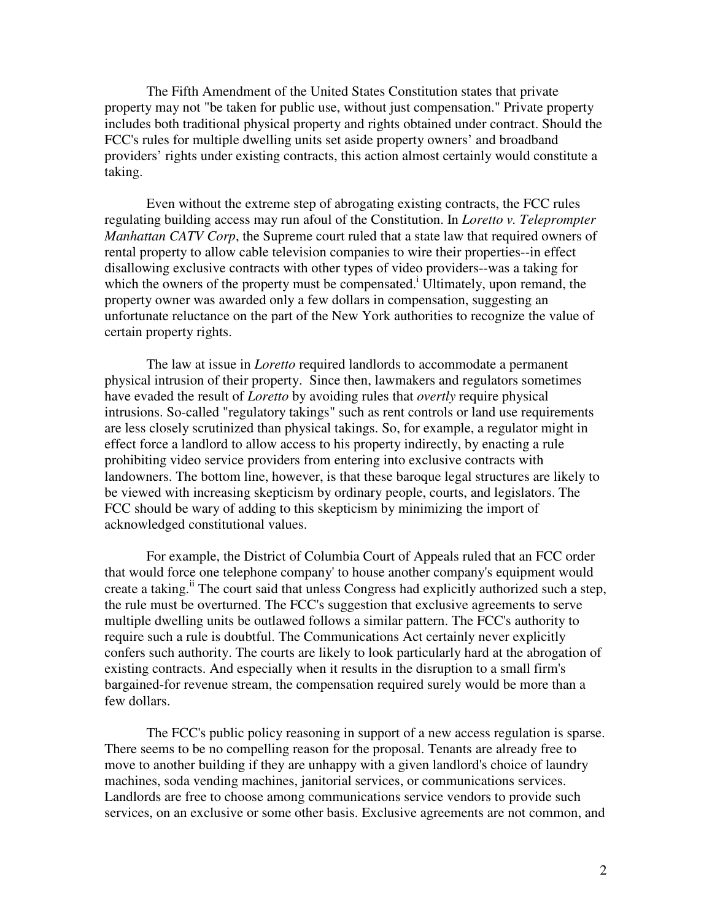The Fifth Amendment of the United States Constitution states that private property may not "be taken for public use, without just compensation." Private property includes both traditional physical property and rights obtained under contract. Should the FCC's rules for multiple dwelling units set aside property owners' and broadband providers' rights under existing contracts, this action almost certainly would constitute a taking.

Even without the extreme step of abrogating existing contracts, the FCC rules regulating building access may run afoul of the Constitution. In *Loretto v. Teleprompter Manhattan CATV Corp*, the Supreme court ruled that a state law that required owners of rental property to allow cable television companies to wire their properties--in effect disallowing exclusive contracts with other types of video providers--was a taking for which the owners of the property must be compensated.[i] Ultimately, upon remand, the property owner was awarded only a few dollars in compensation, suggesting an unfortunate reluctance on the part of the New York authorities to recognize the value of certain property rights.

The law at issue in *Loretto* required landlords to accommodate a permanent physical intrusion of their property. Since then, lawmakers and regulators sometimes have evaded the result of *Loretto* by avoiding rules that *overtly* require physical intrusions. So-called "regulatory takings" such as rent controls or land use requirements are less closely scrutinized than physical takings. So, for example, a regulator might in effect force a landlord to allow access to his property indirectly, by enacting a rule prohibiting video service providers from entering into exclusive contracts with landowners. The bottom line, however, is that these baroque legal structures are likely to be viewed with increasing skepticism by ordinary people, courts, and legislators. The FCC should be wary of adding to this skepticism by minimizing the import of acknowledged constitutional values.

For example, the District of Columbia Court of Appeals ruled that an FCC order that would force one telephone company' to house another company's equipment would create a taking.[ii] The court said that unless Congress had explicitly authorized such a step, the rule must be overturned. The FCC's suggestion that exclusive agreements to serve multiple dwelling units be outlawed follows a similar pattern. The FCC's authority to require such a rule is doubtful. The Communications Act certainly never explicitly confers such authority. The courts are likely to look particularly hard at the abrogation of existing contracts. And especially when it results in the disruption to a small firm's bargained-for revenue stream, the compensation required surely would be more than a few dollars.

The FCC's public policy reasoning in support of a new access regulation is sparse. There seems to be no compelling reason for the proposal. Tenants are already free to move to another building if they are unhappy with a given landlord's choice of laundry machines, soda vending machines, janitorial services, or communications services. Landlords are free to choose among communications service vendors to provide such services, on an exclusive or some other basis. Exclusive agreements are not common, and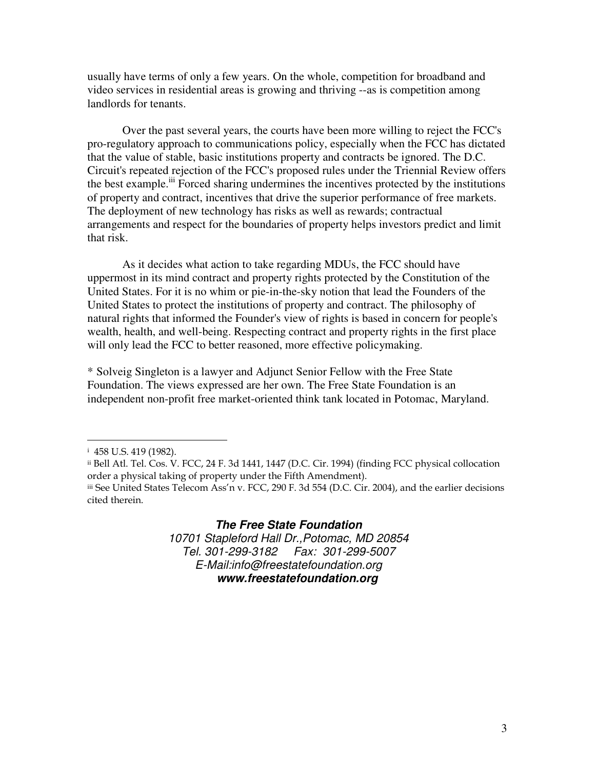usually have terms of only a few years. On the whole, competition for broadband and video services in residential areas is growing and thriving --as is competition among landlords for tenants.

Over the past several years, the courts have been more willing to reject the FCC's pro-regulatory approach to communications policy, especially when the FCC has dictated that the value of stable, basic institutions property and contracts be ignored. The D.C. Circuit's repeated rejection of the FCC's proposed rules under the Triennial Review offers the best example.[iii] Forced sharing undermines the incentives protected by the institutions of property and contract, incentives that drive the superior performance of free markets. The deployment of new technology has risks as well as rewards; contractual arrangements and respect for the boundaries of property helps investors predict and limit that risk.

As it decides what action to take regarding MDUs, the FCC should have uppermost in its mind contract and property rights protected by the Constitution of the United States. For it is no whim or pie-in-the-sky notion that lead the Founders of the United States to protect the institutions of property and contract. The philosophy of natural rights that informed the Founder's view of rights is based in concern for people's wealth, health, and well-being. Respecting contract and property rights in the first place will only lead the FCC to better reasoned, more effective policymaking.

* Solveig Singleton is a lawyer and Adjunct Senior Fellow with the Free State Foundation. The views expressed are her own. The Free State Foundation is an independent non-profit free market-oriented think tank located in Potomac, Maryland.

---

[i] 458 U.S. 419 (1982).

[ii] Bell Atl. Tel. Cos. V. FCC, 24 F. 3d 1441, 1447 (D.C. Cir. 1994) (finding FCC physical collocation order a physical taking of property under the Fifth Amendment).

[iii] See United States Telecom Ass'n v. FCC, 290 F. 3d 554 (D.C. Cir. 2004), and the earlier decisions cited therein.

***The Free State Foundation***
*10701 Stapleford Hall Dr.,Potomac, MD 20854*
*Tel. 301-299-3182 Fax: 301-299-5007*
*E-Mail:info@freestatefoundation.org*
***www.freestatefoundation.org***